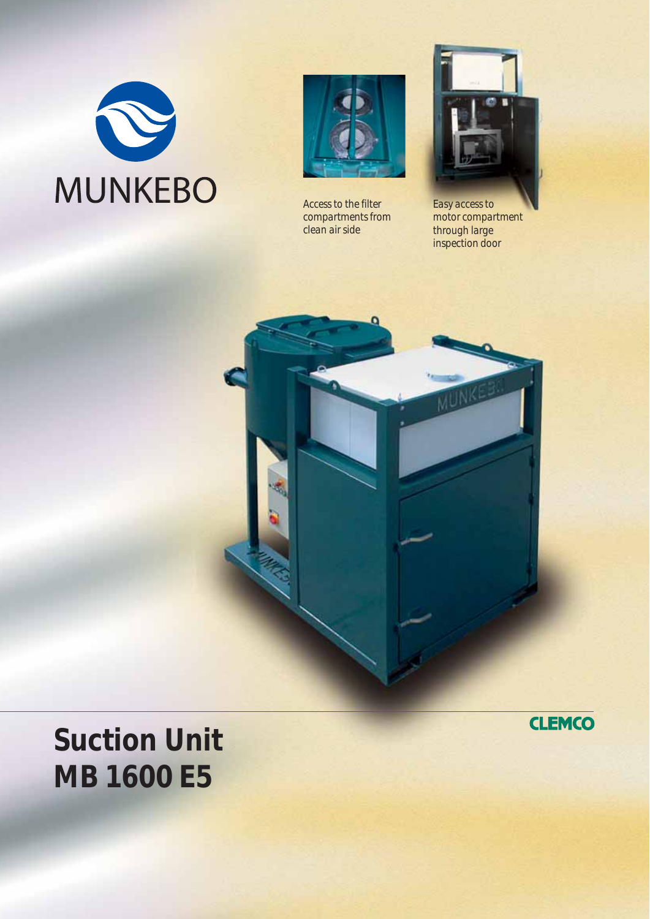MUNKEBO

Access to the filter compartments from clean air side

Easy access to motor compartment through large inspection door

CLEMCO

# Suction Unit MB 1600 E5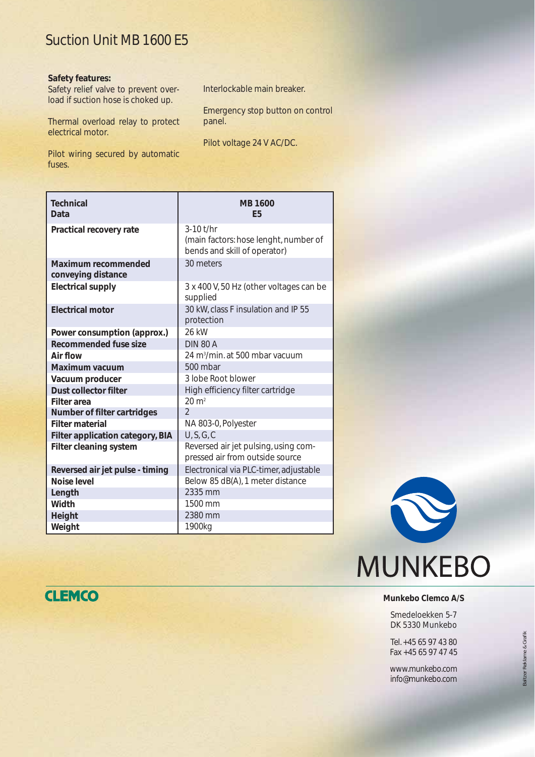# Suction Unit MB 1600 E5

**Safety features:**

Safety relief valve to prevent overload if suction hose is choked up.

Thermal overload relay to protect electrical motor.

Pilot wiring secured by automatic fuses.

Interlockable main breaker.

Emergency stop button on control panel.

Pilot voltage 24 V AC/DC.

| Technical Data | MB 1600 E5 |
|---|---|
| **Practical recovery rate** | 3-10 t/hr (main factors: hose lenght, number of bends and skill of operator) |
| **Maximum recommended conveying distance** | 30 meters |
| **Electrical supply** | 3 x 400 V, 50 Hz (other voltages can be supplied |
| **Electrical motor** | 30 kW, class F insulation and IP 55 protection |
| **Power consumption (approx.)** | 26 kW |
| **Recommended fuse size** | DIN 80 A |
| **Air flow** | 24 $m^3$/min. at 500 mbar vacuum |
| **Maximum vacuum** | 500 mbar |
| **Vacuum producer** | 3 lobe Root blower |
| **Dust collector filter** | High efficiency filter cartridge |
| **Filter area** | 20 $m^2$ |
| **Number of filter cartridges** | 2 |
| **Filter material** | NA 803-0, Polyester |
| **Filter application category, BIA** | U, S, G, C |
| **Filter cleaning system** | Reversed air jet pulsing, using compressed air from outside source |
| **Reversed air jet pulse - timing** | Electronical via PLC-timer, adjustable |
| **Noise level** | Below 85 dB(A), 1 meter distance |
| **Length** | 2335 mm |
| **Width** | 1500 mm |
| **Height** | 2380 mm |
| **Weight** | 1900kg |

MUNKEBO

CLEMCO

**Munkebo Clemco A/S**

Smedeloekken 5-7
DK 5330 Munkebo

Tel. +45 65 97 43 80
Fax +45 65 97 47 45

www.munkebo.com
info@munkebo.com

Baltzer Reklame & Grafik